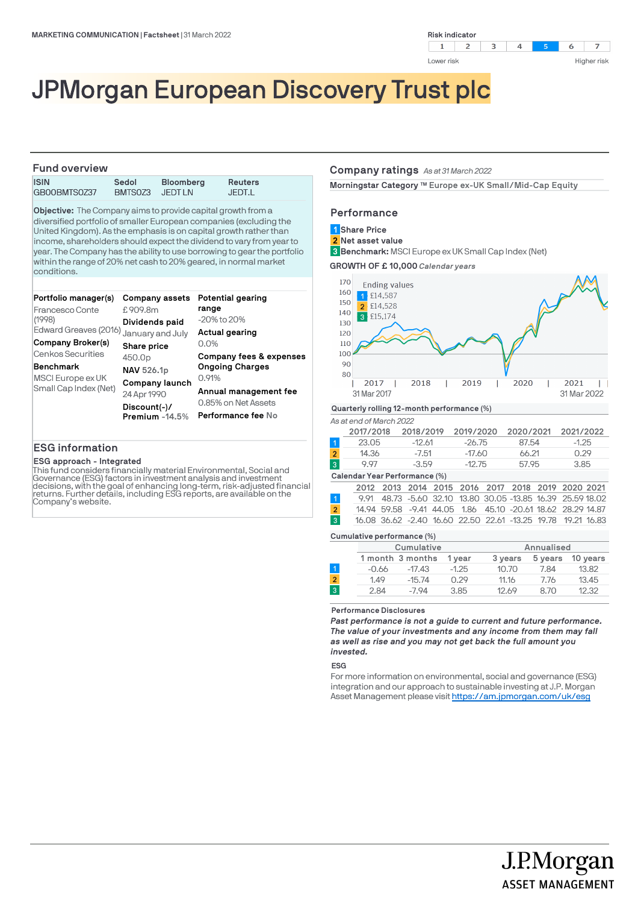MARKETING COMMUNICATION | Factsheet | 31 March 2022

Risk indicator

| 1 | 2 | 3 | 4 | 5 | 6 | 7 |
|---|---|---|---|---|---|---|

Lower risk — Higher risk

# JPMorgan European Discovery Trust plc

## Fund overview

| ISIN | Sedol | Bloomberg | Reuters |
|---|---|---|---|
| GB00BMTS0Z37 | BMTS0Z3 | JEDT LN | JEDT.L |

**Objective:** The Company aims to provide capital growth from a diversified portfolio of smaller European companies (excluding the United Kingdom). As the emphasis is on capital growth rather than income, shareholders should expect the dividend to vary from year to year. The Company has the ability to use borrowing to gear the portfolio within the range of 20% net cash to 20% geared, in normal market conditions.

**Portfolio manager(s)**
Francesco Conte (1998)
Edward Greaves (2016)

**Company Broker(s)**
Cenkos Securities

**Benchmark**
MSCI Europe ex UK Small Cap Index (Net)

**Company assets**
£ 909.8m

**Dividends paid**
January and July

**Share price**
450.0p

**NAV** 526.1p

**Company launch**
24 Apr 1990

**Discount(-)/ Premium** -14.5%

**Potential gearing range**
-20% to 20%

**Actual gearing**
0.0%

**Company fees & expenses**
**Ongoing Charges**
0.91%

**Annual management fee**
0.85% on Net Assets

**Performance fee** No

## ESG information

**ESG approach - Integrated**

This fund considers financially material Environmental, Social and Governance (ESG) factors in investment analysis and investment decisions, with the goal of enhancing long-term, risk-adjusted financial returns. Further details, including ESG reports, are available on the Company's website.

## Company ratings *As at 31 March 2022*

**Morningstar Category ™** Europe ex-UK Small/Mid-Cap Equity

## Performance

1 Share Price
2 Net asset value
3 **Benchmark:** MSCI Europe ex UK Small Cap Index (Net)

**GROWTH OF £ 10,000** *Calendar years*

Ending values
1 £14,587
2 £14,528
3 £15,174

31 Mar 2017 – 31 Mar 2022

**Quarterly rolling 12-month performance (%)**

*As at end of March 2022*

| | 2017/2018 | 2018/2019 | 2019/2020 | 2020/2021 | 2021/2022 |
|---|---|---|---|---|---|
| 1 | 23.05 | -12.61 | -26.75 | 87.54 | -1.25 |
| 2 | 14.36 | -7.51 | -17.60 | 66.21 | 0.29 |
| 3 | 9.97 | -3.59 | -12.75 | 57.95 | 3.85 |

**Calendar Year Performance (%)**

| | 2012 | 2013 | 2014 | 2015 | 2016 | 2017 | 2018 | 2019 | 2020 | 2021 |
|---|---|---|---|---|---|---|---|---|---|---|
| 1 | 9.91 | 48.73 | -5.60 | 32.10 | 13.80 | 30.05 | -13.85 | 16.39 | 25.59 | 18.02 |
| 2 | 14.94 | 59.58 | -9.41 | 44.05 | 1.86 | 45.10 | -20.61 | 18.62 | 28.29 | 14.87 |
| 3 | 16.08 | 36.62 | -2.40 | 16.60 | 22.50 | 22.61 | -13.25 | 19.78 | 19.21 | 16.83 |

**Cumulative performance (%)**

| | Cumulative | | | Annualised | | |
|---|---|---|---|---|---|---|
| | 1 month | 3 months | 1 year | 3 years | 5 years | 10 years |
| 1 | -0.66 | -17.43 | -1.25 | 10.70 | 7.84 | 13.82 |
| 2 | 1.49 | -15.74 | 0.29 | 11.16 | 7.76 | 13.45 |
| 3 | 2.84 | -7.94 | 3.85 | 12.69 | 8.70 | 12.32 |

**Performance Disclosures**

***Past performance is not a guide to current and future performance. The value of your investments and any income from them may fall as well as rise and you may not get back the full amount you invested.***

**ESG**

For more information on environmental, social and governance (ESG) integration and our approach to sustainable investing at J.P. Morgan Asset Management please visit https://am.jpmorgan.com/uk/esg

J.P.Morgan ASSET MANAGEMENT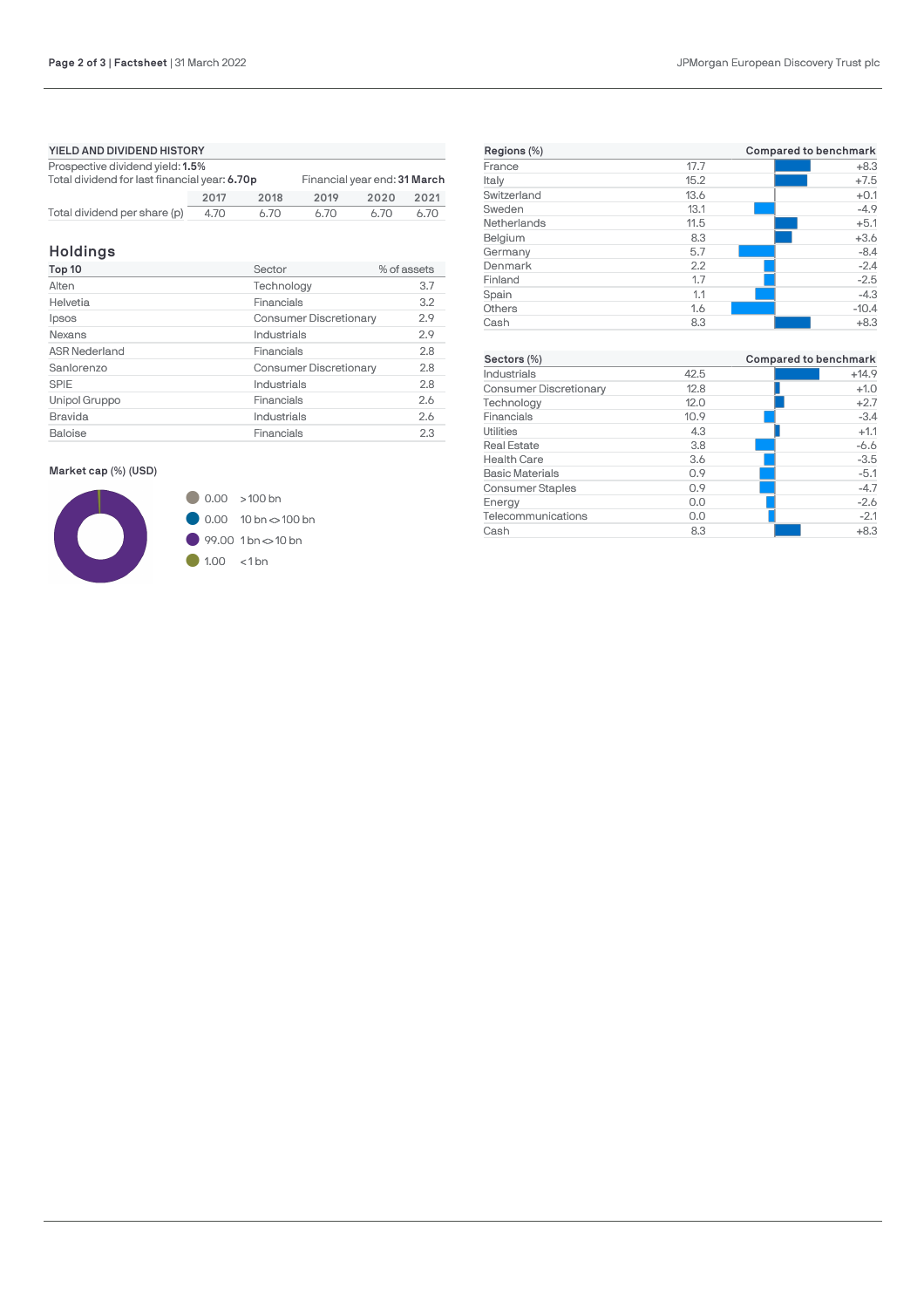## YIELD AND DIVIDEND HISTORY

Prospective dividend yield: **1.5%**

Total dividend for last financial year: **6.70p**

Financial year end: **31 March**

| | 2017 | 2018 | 2019 | 2020 | 2021 |
|---|---|---|---|---|---|
| Total dividend per share (p) | 4.70 | 6.70 | 6.70 | 6.70 | 6.70 |

## Holdings

| Top 10 | Sector | % of assets |
|---|---|---|
| Alten | Technology | 3.7 |
| Helvetia | Financials | 3.2 |
| Ipsos | Consumer Discretionary | 2.9 |
| Nexans | Industrials | 2.9 |
| ASR Nederland | Financials | 2.8 |
| Sanlorenzo | Consumer Discretionary | 2.8 |
| SPIE | Industrials | 2.8 |
| Unipol Gruppo | Financials | 2.6 |
| Bravida | Industrials | 2.6 |
| Baloise | Financials | 2.3 |

### Market cap (%) (USD)

| % | Market cap |
|---|---|
| 0.00 | > 100 bn |
| 0.00 | 10 bn <> 100 bn |
| 99.00 | 1 bn <> 10 bn |
| 1.00 | < 1 bn |

| Regions (%) | | Compared to benchmark |
|---|---|---|
| France | 17.7 | +8.3 |
| Italy | 15.2 | +7.5 |
| Switzerland | 13.6 | +0.1 |
| Sweden | 13.1 | -4.9 |
| Netherlands | 11.5 | +5.1 |
| Belgium | 8.3 | +3.6 |
| Germany | 5.7 | -8.4 |
| Denmark | 2.2 | -2.4 |
| Finland | 1.7 | -2.5 |
| Spain | 1.1 | -4.3 |
| Others | 1.6 | -10.4 |
| Cash | 8.3 | +8.3 |

| Sectors (%) | | Compared to benchmark |
|---|---|---|
| Industrials | 42.5 | +14.9 |
| Consumer Discretionary | 12.8 | +1.0 |
| Technology | 12.0 | +2.7 |
| Financials | 10.9 | -3.4 |
| Utilities | 4.3 | +1.1 |
| Real Estate | 3.8 | -6.6 |
| Health Care | 3.6 | -3.5 |
| Basic Materials | 0.9 | -5.1 |
| Consumer Staples | 0.9 | -4.7 |
| Energy | 0.0 | -2.6 |
| Telecommunications | 0.0 | -2.1 |
| Cash | 8.3 | +8.3 |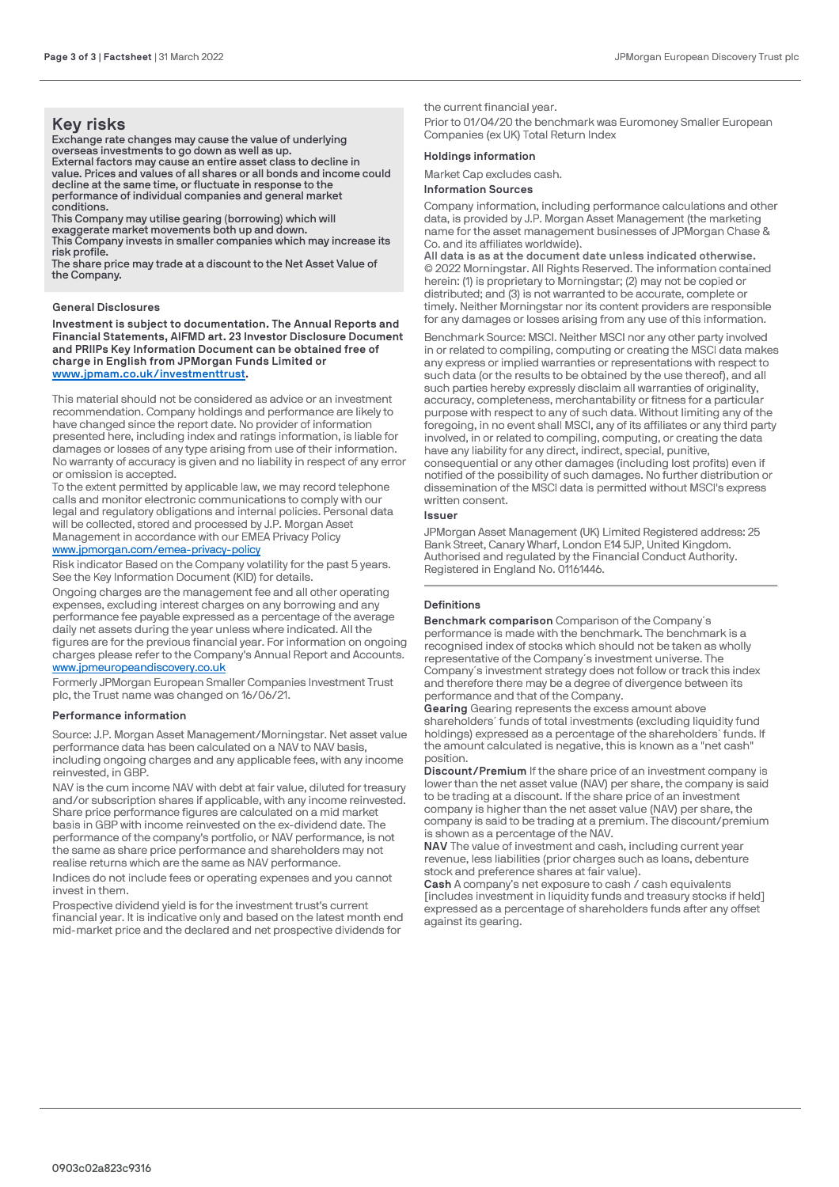## Key risks

**Exchange rate changes may cause the value of underlying overseas investments to go down as well as up.**
**External factors may cause an entire asset class to decline in value. Prices and values of all shares or all bonds and income could decline at the same time, or fluctuate in response to the performance of individual companies and general market conditions.**
**This Company may utilise gearing (borrowing) which will exaggerate market movements both up and down.**
**This Company invests in smaller companies which may increase its risk profile.**
**The share price may trade at a discount to the Net Asset Value of the Company.**

### General Disclosures

**Investment is subject to documentation. The Annual Reports and Financial Statements, AIFMD art. 23 Investor Disclosure Document and PRIIPs Key Information Document can be obtained free of charge in English from JPMorgan Funds Limited or www.jpmam.co.uk/investmenttrust.**

This material should not be considered as advice or an investment recommendation. Company holdings and performance are likely to have changed since the report date. No provider of information presented here, including index and ratings information, is liable for damages or losses of any type arising from use of their information. No warranty of accuracy is given and no liability in respect of any error or omission is accepted.
To the extent permitted by applicable law, we may record telephone calls and monitor electronic communications to comply with our legal and regulatory obligations and internal policies. Personal data will be collected, stored and processed by J.P. Morgan Asset Management in accordance with our EMEA Privacy Policy www.jpmorgan.com/emea-privacy-policy

Risk indicator Based on the Company volatility for the past 5 years. See the Key Information Document (KID) for details.

Ongoing charges are the management fee and all other operating expenses, excluding interest charges on any borrowing and any performance fee payable expressed as a percentage of the average daily net assets during the year unless where indicated. All the figures are for the previous financial year. For information on ongoing charges please refer to the Company's Annual Report and Accounts. www.jpmeuropeandiscovery.co.uk

Formerly JPMorgan European Smaller Companies Investment Trust plc, the Trust name was changed on 16/06/21.

### Performance information

Source: J.P. Morgan Asset Management/Morningstar. Net asset value performance data has been calculated on a NAV to NAV basis, including ongoing charges and any applicable fees, with any income reinvested, in GBP.

NAV is the cum income NAV with debt at fair value, diluted for treasury and/or subscription shares if applicable, with any income reinvested. Share price performance figures are calculated on a mid market basis in GBP with income reinvested on the ex-dividend date. The performance of the company's portfolio, or NAV performance, is not the same as share price performance and shareholders may not realise returns which are the same as NAV performance.

Indices do not include fees or operating expenses and you cannot invest in them.

Prospective dividend yield is for the investment trust's current financial year. It is indicative only and based on the latest month end mid-market price and the declared and net prospective dividends for the current financial year.

Prior to 01/04/20 the benchmark was Euromoney Smaller European Companies (ex UK) Total Return Index

### Holdings information

Market Cap excludes cash.

### Information Sources

Company information, including performance calculations and other data, is provided by J.P. Morgan Asset Management (the marketing name for the asset management businesses of JPMorgan Chase & Co. and its affiliates worldwide).
**All data is as at the document date unless indicated otherwise.**
© 2022 Morningstar. All Rights Reserved. The information contained herein: (1) is proprietary to Morningstar; (2) may not be copied or distributed; and (3) is not warranted to be accurate, complete or timely. Neither Morningstar nor its content providers are responsible for any damages or losses arising from any use of this information.

Benchmark Source: MSCI. Neither MSCI nor any other party involved in or related to compiling, computing or creating the MSCI data makes any express or implied warranties or representations with respect to such data (or the results to be obtained by the use thereof), and all such parties hereby expressly disclaim all warranties of originality, accuracy, completeness, merchantability or fitness for a particular purpose with respect to any of such data. Without limiting any of the foregoing, in no event shall MSCI, any of its affiliates or any third party involved, in or related to compiling, computing, or creating the data have any liability for any direct, indirect, special, punitive, consequential or any other damages (including lost profits) even if notified of the possibility of such damages. No further distribution or dissemination of the MSCI data is permitted without MSCI's express written consent.

### Issuer

JPMorgan Asset Management (UK) Limited Registered address: 25 Bank Street, Canary Wharf, London E14 5JP, United Kingdom. Authorised and regulated by the Financial Conduct Authority. Registered in England No. 01161446.

### Definitions

**Benchmark comparison** Comparison of the Company´s performance is made with the benchmark. The benchmark is a recognised index of stocks which should not be taken as wholly representative of the Company´s investment universe. The Company´s investment strategy does not follow or track this index and therefore there may be a degree of divergence between its performance and that of the Company.
**Gearing** Gearing represents the excess amount above shareholders´ funds of total investments (excluding liquidity fund holdings) expressed as a percentage of the shareholders´ funds. If the amount calculated is negative, this is known as a "net cash" position.
**Discount/Premium** If the share price of an investment company is lower than the net asset value (NAV) per share, the company is said to be trading at a discount. If the share price of an investment company is higher than the net asset value (NAV) per share, the company is said to be trading at a premium. The discount/premium is shown as a percentage of the NAV.
**NAV** The value of investment and cash, including current year revenue, less liabilities (prior charges such as loans, debenture stock and preference shares at fair value).
**Cash** A company's net exposure to cash / cash equivalents [includes investment in liquidity funds and treasury stocks if held] expressed as a percentage of shareholders funds after any offset against its gearing.

0903c02a823c9316